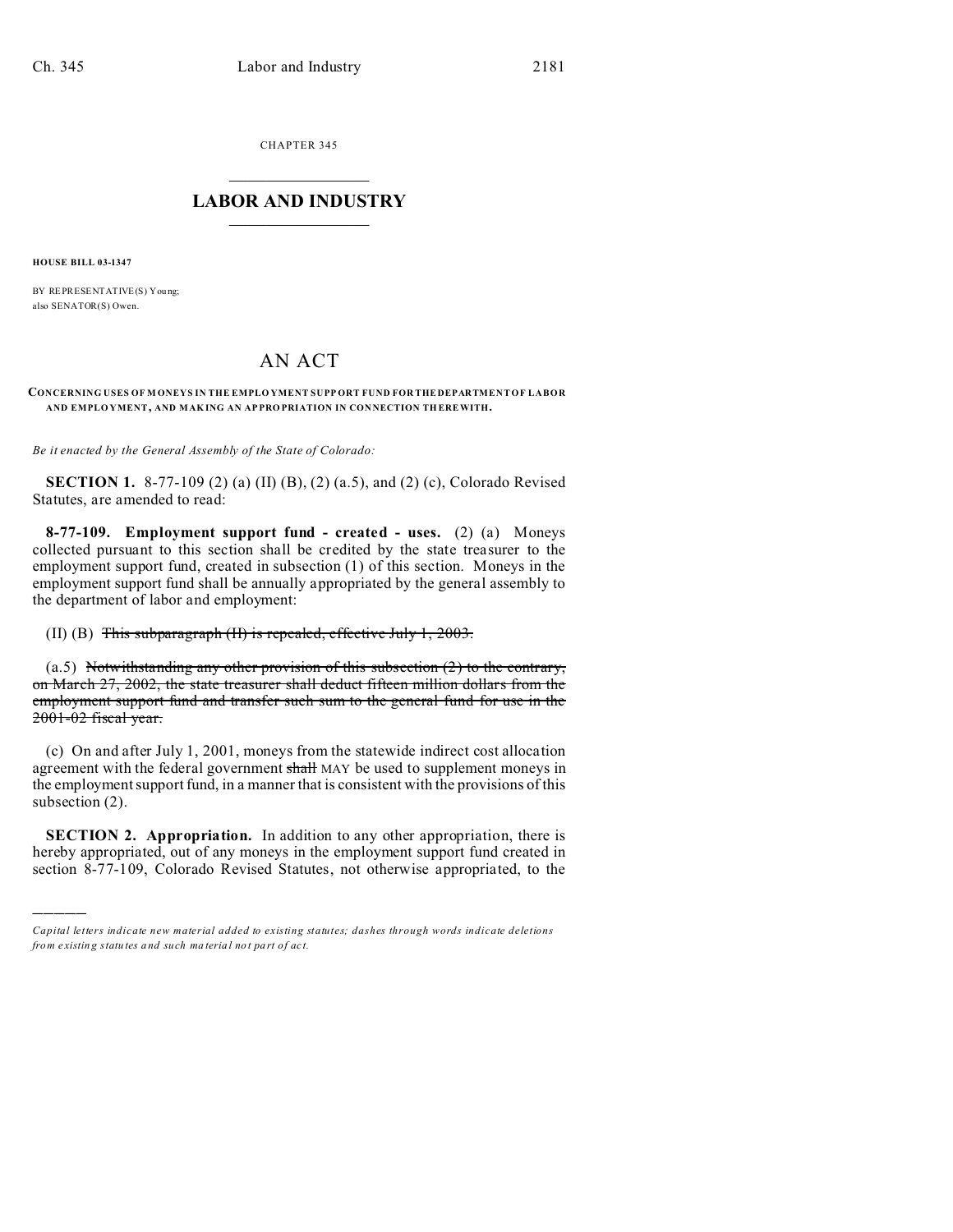CHAPTER 345

## LABOR AND INDUSTRY

**HOUSE BILL 03-1347**

BY REPRESENTATIVE(S) Young;
also SENATOR(S) Owen.

# AN ACT

**CONCERNING USES OF MONEYS IN THE EMPLOYMENT SUPPORT FUND FOR THE DEPARTMENT OF LABOR AND EMPLOYMENT, AND MAKING AN APPROPRIATION IN CONNECTION THEREWITH.**

*Be it enacted by the General Assembly of the State of Colorado:*

**SECTION 1.** 8-77-109 (2) (a) (II) (B), (2) (a.5), and (2) (c), Colorado Revised Statutes, are amended to read:

**8-77-109. Employment support fund - created - uses.** (2) (a) Moneys collected pursuant to this section shall be credited by the state treasurer to the employment support fund, created in subsection (1) of this section. Moneys in the employment support fund shall be annually appropriated by the general assembly to the department of labor and employment:

(II) (B) ~~This subparagraph (II) is repealed, effective July 1, 2003.~~

(a.5) ~~Notwithstanding any other provision of this subsection (2) to the contrary, on March 27, 2002, the state treasurer shall deduct fifteen million dollars from the employment support fund and transfer such sum to the general fund for use in the 2001-02 fiscal year.~~

(c) On and after July 1, 2001, moneys from the statewide indirect cost allocation agreement with the federal government ~~shall~~ MAY be used to supplement moneys in the employment support fund, in a manner that is consistent with the provisions of this subsection (2).

**SECTION 2. Appropriation.** In addition to any other appropriation, there is hereby appropriated, out of any moneys in the employment support fund created in section 8-77-109, Colorado Revised Statutes, not otherwise appropriated, to the

*Capital letters indicate new material added to existing statutes; dashes through words indicate deletions from existing statutes and such material not part of act.*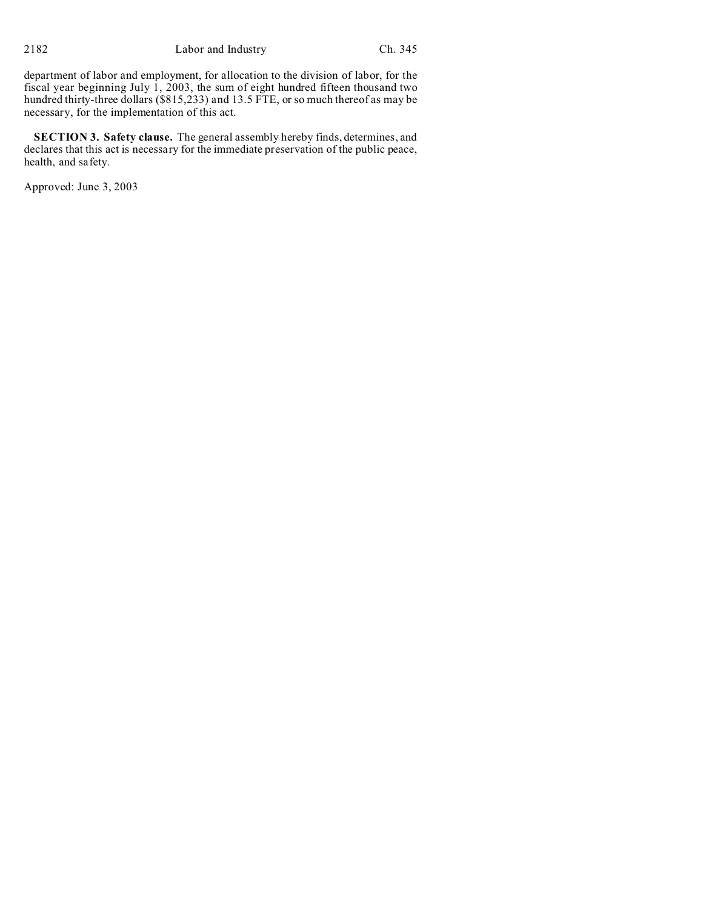department of labor and employment, for allocation to the division of labor, for the fiscal year beginning July 1, 2003, the sum of eight hundred fifteen thousand two hundred thirty-three dollars ($815,233) and 13.5 FTE, or so much thereof as may be necessary, for the implementation of this act.

**SECTION 3. Safety clause.** The general assembly hereby finds, determines, and declares that this act is necessary for the immediate preservation of the public peace, health, and safety.

Approved: June 3, 2003